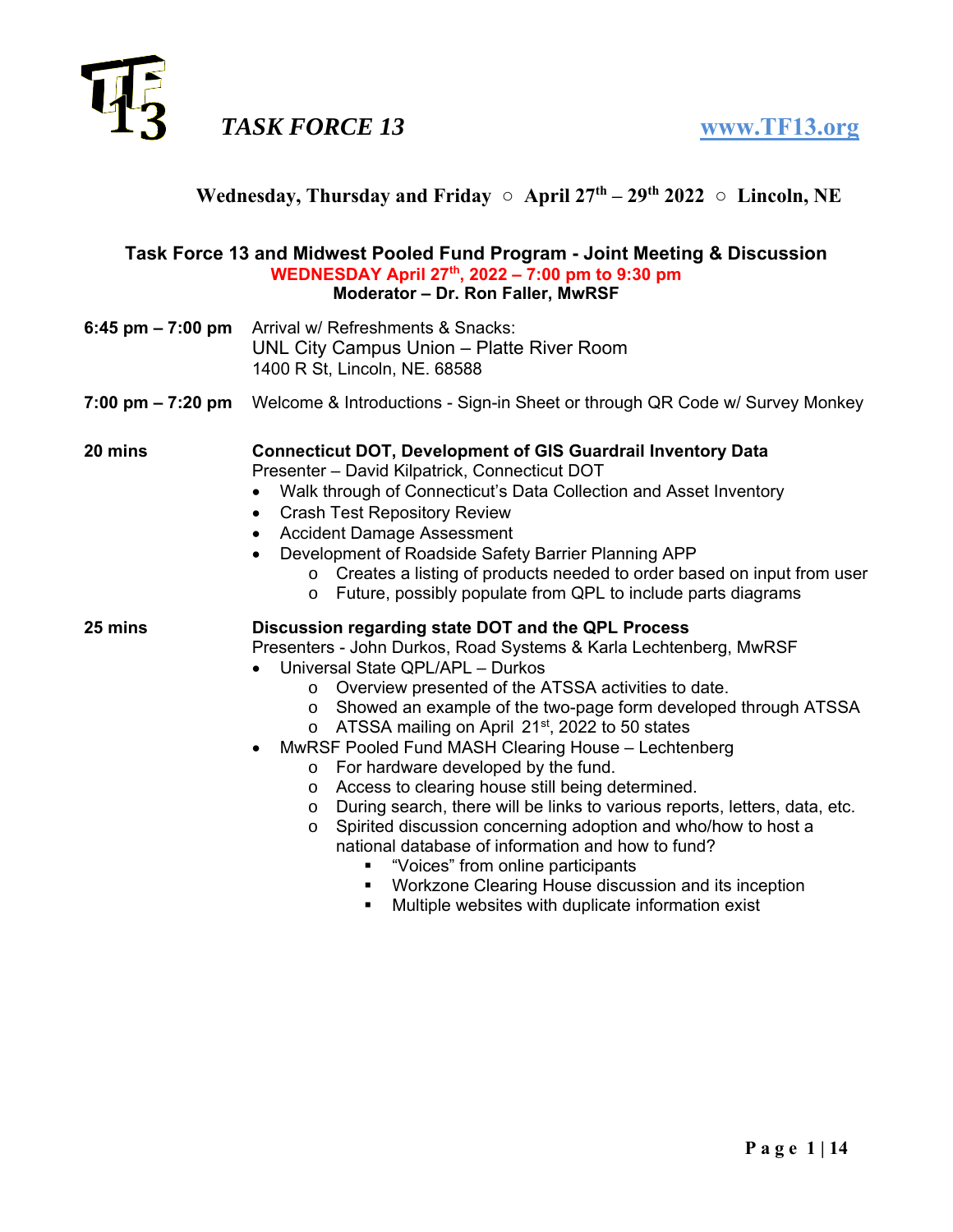# TASK FORCE 13

www.TF13.org

**Wednesday, Thursday and Friday ○ April 27th – 29th 2022 ○ Lincoln, NE**

## Task Force 13 and Midwest Pooled Fund Program - Joint Meeting & Discussion

**WEDNESDAY April 27th, 2022 – 7:00 pm to 9:30 pm**

**Moderator – Dr. Ron Faller, MwRSF**

**6:45 pm – 7:00 pm** Arrival w/ Refreshments & Snacks:
UNL City Campus Union – Platte River Room
1400 R St, Lincoln, NE. 68588

**7:00 pm – 7:20 pm** Welcome & Introductions - Sign-in Sheet or through QR Code w/ Survey Monkey

**20 mins** **Connecticut DOT, Development of GIS Guardrail Inventory Data**
Presenter – David Kilpatrick, Connecticut DOT

- Walk through of Connecticut's Data Collection and Asset Inventory
- Crash Test Repository Review
- Accident Damage Assessment
- Development of Roadside Safety Barrier Planning APP
  - Creates a listing of products needed to order based on input from user
  - Future, possibly populate from QPL to include parts diagrams

**25 mins** **Discussion regarding state DOT and the QPL Process**
Presenters - John Durkos, Road Systems & Karla Lechtenberg, MwRSF

- Universal State QPL/APL – Durkos
  - Overview presented of the ATSSA activities to date.
  - Showed an example of the two-page form developed through ATSSA
  - ATSSA mailing on April 21st, 2022 to 50 states
- MwRSF Pooled Fund MASH Clearing House – Lechtenberg
  - For hardware developed by the fund.
  - Access to clearing house still being determined.
  - During search, there will be links to various reports, letters, data, etc.
  - Spirited discussion concerning adoption and who/how to host a national database of information and how to fund?
    - "Voices" from online participants
    - Workzone Clearing House discussion and its inception
    - Multiple websites with duplicate information exist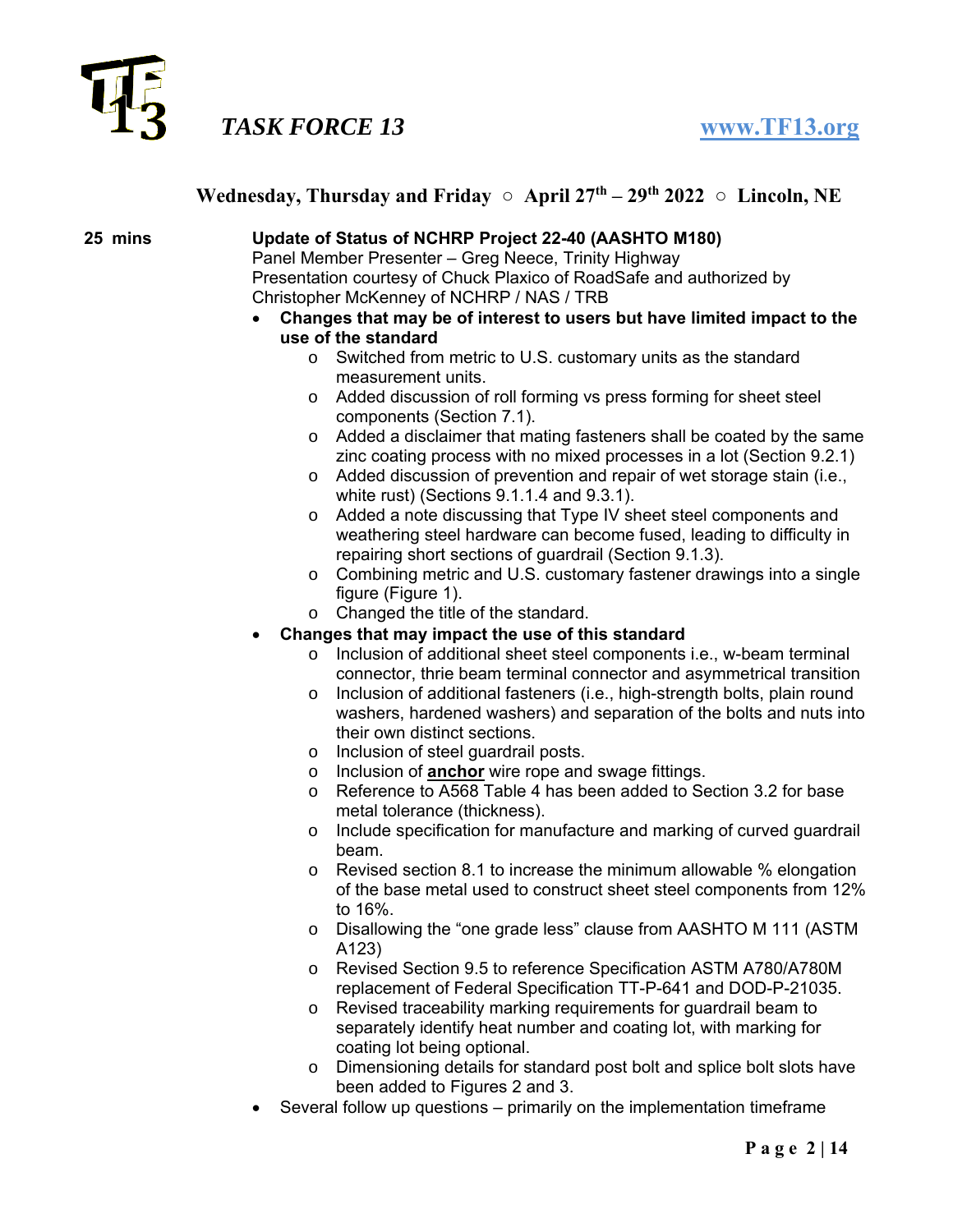**Wednesday, Thursday and Friday ○ April 27th – 29th 2022 ○ Lincoln, NE**

**25 mins**

**Update of Status of NCHRP Project 22-40 (AASHTO M180)**
Panel Member Presenter – Greg Neece, Trinity Highway
Presentation courtesy of Chuck Plaxico of RoadSafe and authorized by Christopher McKenney of NCHRP / NAS / TRB

- **Changes that may be of interest to users but have limited impact to the use of the standard**
  - Switched from metric to U.S. customary units as the standard measurement units.
  - Added discussion of roll forming vs press forming for sheet steel components (Section 7.1).
  - Added a disclaimer that mating fasteners shall be coated by the same zinc coating process with no mixed processes in a lot (Section 9.2.1)
  - Added discussion of prevention and repair of wet storage stain (i.e., white rust) (Sections 9.1.1.4 and 9.3.1).
  - Added a note discussing that Type IV sheet steel components and weathering steel hardware can become fused, leading to difficulty in repairing short sections of guardrail (Section 9.1.3).
  - Combining metric and U.S. customary fastener drawings into a single figure (Figure 1).
  - Changed the title of the standard.
- **Changes that may impact the use of this standard**
  - Inclusion of additional sheet steel components i.e., w-beam terminal connector, thrie beam terminal connector and asymmetrical transition
  - Inclusion of additional fasteners (i.e., high-strength bolts, plain round washers, hardened washers) and separation of the bolts and nuts into their own distinct sections.
  - Inclusion of steel guardrail posts.
  - Inclusion of **anchor** wire rope and swage fittings.
  - Reference to A568 Table 4 has been added to Section 3.2 for base metal tolerance (thickness).
  - Include specification for manufacture and marking of curved guardrail beam.
  - Revised section 8.1 to increase the minimum allowable % elongation of the base metal used to construct sheet steel components from 12% to 16%.
  - Disallowing the “one grade less” clause from AASHTO M 111 (ASTM A123)
  - Revised Section 9.5 to reference Specification ASTM A780/A780M replacement of Federal Specification TT-P-641 and DOD-P-21035.
  - Revised traceability marking requirements for guardrail beam to separately identify heat number and coating lot, with marking for coating lot being optional.
  - Dimensioning details for standard post bolt and splice bolt slots have been added to Figures 2 and 3.
- Several follow up questions – primarily on the implementation timeframe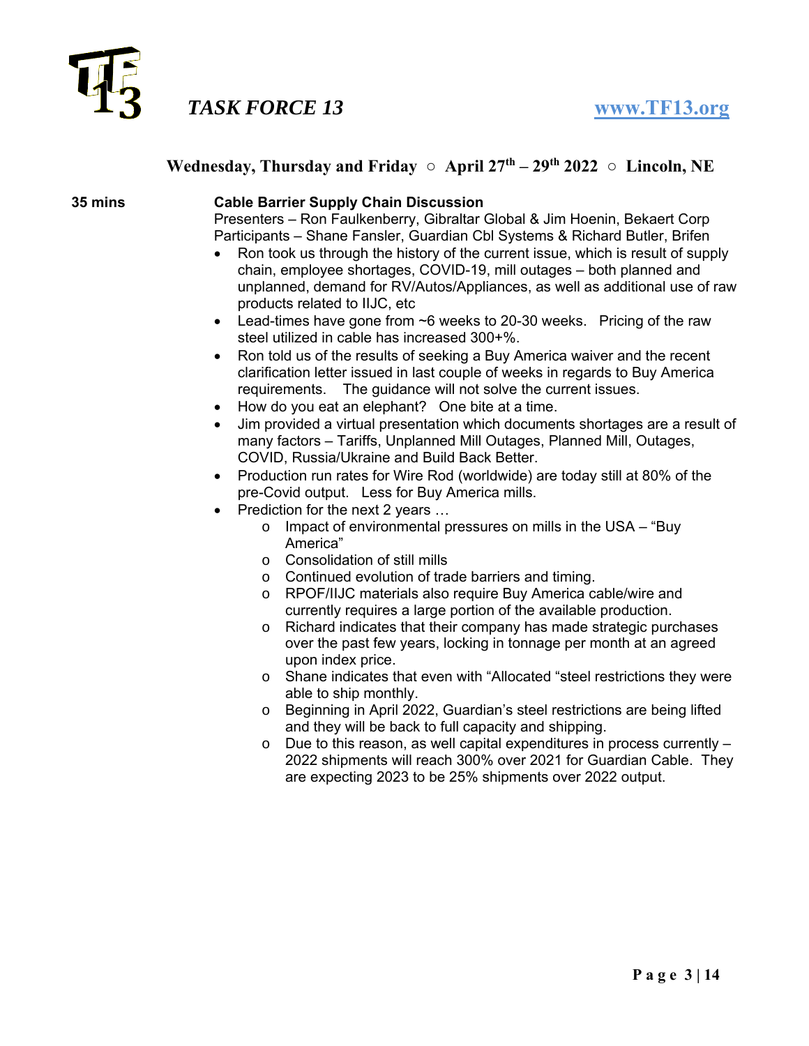# TASK FORCE 13

www.TF13.org

**Wednesday, Thursday and Friday ○ April 27th – 29th 2022 ○ Lincoln, NE**

**35 mins** **Cable Barrier Supply Chain Discussion**

Presenters – Ron Faulkenberry, Gibraltar Global & Jim Hoenin, Bekaert Corp
Participants – Shane Fansler, Guardian Cbl Systems & Richard Butler, Brifen

- Ron took us through the history of the current issue, which is result of supply chain, employee shortages, COVID-19, mill outages – both planned and unplanned, demand for RV/Autos/Appliances, as well as additional use of raw products related to IIJC, etc
- Lead-times have gone from ~6 weeks to 20-30 weeks. Pricing of the raw steel utilized in cable has increased 300+%.
- Ron told us of the results of seeking a Buy America waiver and the recent clarification letter issued in last couple of weeks in regards to Buy America requirements. The guidance will not solve the current issues.
- How do you eat an elephant? One bite at a time.
- Jim provided a virtual presentation which documents shortages are a result of many factors – Tariffs, Unplanned Mill Outages, Planned Mill, Outages, COVID, Russia/Ukraine and Build Back Better.
- Production run rates for Wire Rod (worldwide) are today still at 80% of the pre-Covid output. Less for Buy America mills.
- Prediction for the next 2 years …
  - Impact of environmental pressures on mills in the USA – "Buy America"
  - Consolidation of still mills
  - Continued evolution of trade barriers and timing.
  - RPOF/IIJC materials also require Buy America cable/wire and currently requires a large portion of the available production.
  - Richard indicates that their company has made strategic purchases over the past few years, locking in tonnage per month at an agreed upon index price.
  - Shane indicates that even with "Allocated "steel restrictions they were able to ship monthly.
  - Beginning in April 2022, Guardian's steel restrictions are being lifted and they will be back to full capacity and shipping.
  - Due to this reason, as well capital expenditures in process currently – 2022 shipments will reach 300% over 2021 for Guardian Cable. They are expecting 2023 to be 25% shipments over 2022 output.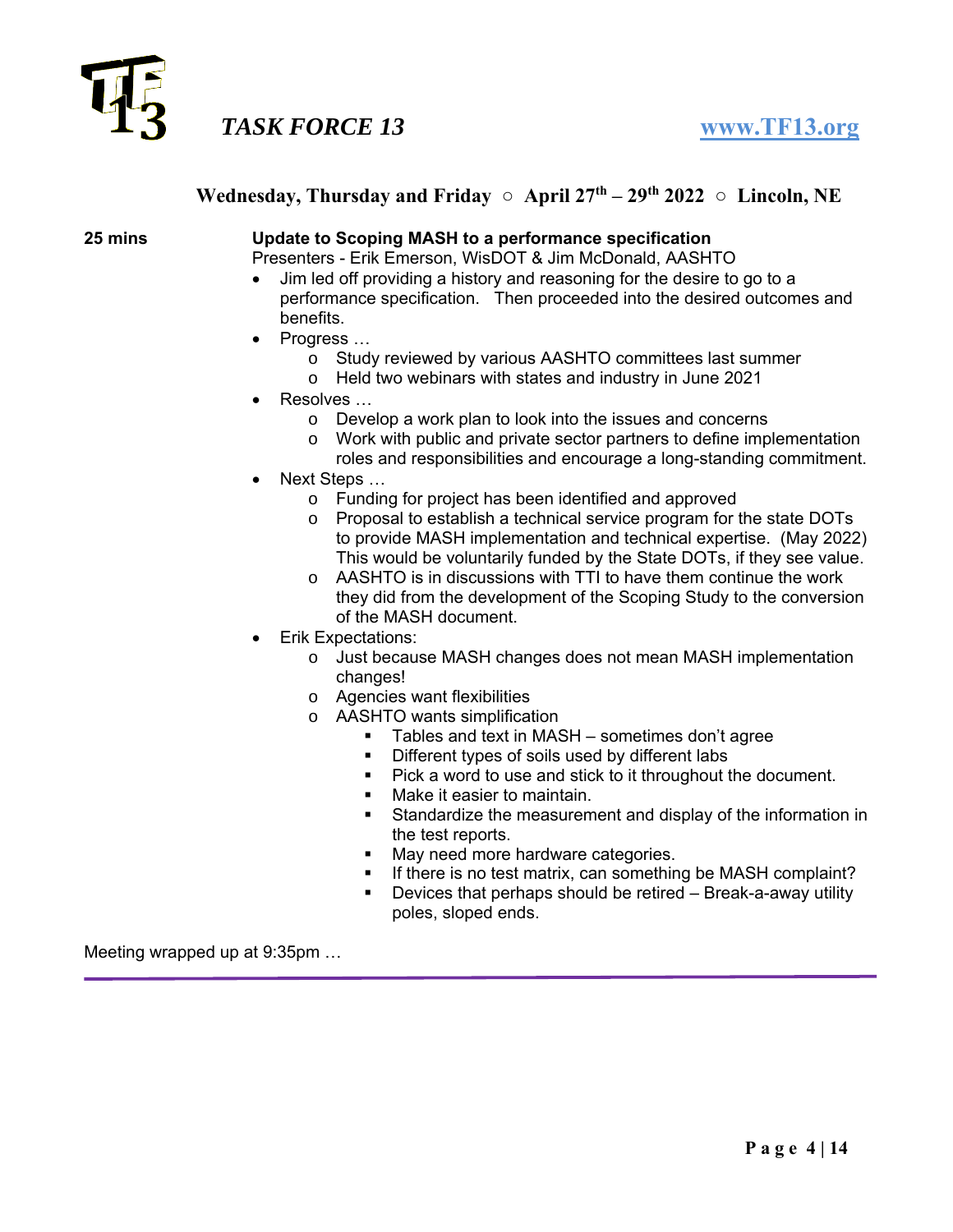# TASK FORCE 13

www.TF13.org

**Wednesday, Thursday and Friday ○ April 27th – 29th 2022 ○ Lincoln, NE**

**25 mins**

**Update to Scoping MASH to a performance specification**

Presenters - Erik Emerson, WisDOT & Jim McDonald, AASHTO

- Jim led off providing a history and reasoning for the desire to go to a performance specification. Then proceeded into the desired outcomes and benefits.
- Progress …
  - Study reviewed by various AASHTO committees last summer
  - Held two webinars with states and industry in June 2021
- Resolves …
  - Develop a work plan to look into the issues and concerns
  - Work with public and private sector partners to define implementation roles and responsibilities and encourage a long-standing commitment.
- Next Steps …
  - Funding for project has been identified and approved
  - Proposal to establish a technical service program for the state DOTs to provide MASH implementation and technical expertise. (May 2022) This would be voluntarily funded by the State DOTs, if they see value.
  - AASHTO is in discussions with TTI to have them continue the work they did from the development of the Scoping Study to the conversion of the MASH document.
- Erik Expectations:
  - Just because MASH changes does not mean MASH implementation changes!
  - Agencies want flexibilities
  - AASHTO wants simplification
    - Tables and text in MASH – sometimes don't agree
    - Different types of soils used by different labs
    - Pick a word to use and stick to it throughout the document.
    - Make it easier to maintain.
    - Standardize the measurement and display of the information in the test reports.
    - May need more hardware categories.
    - If there is no test matrix, can something be MASH complaint?
    - Devices that perhaps should be retired – Break-a-away utility poles, sloped ends.

Meeting wrapped up at 9:35pm …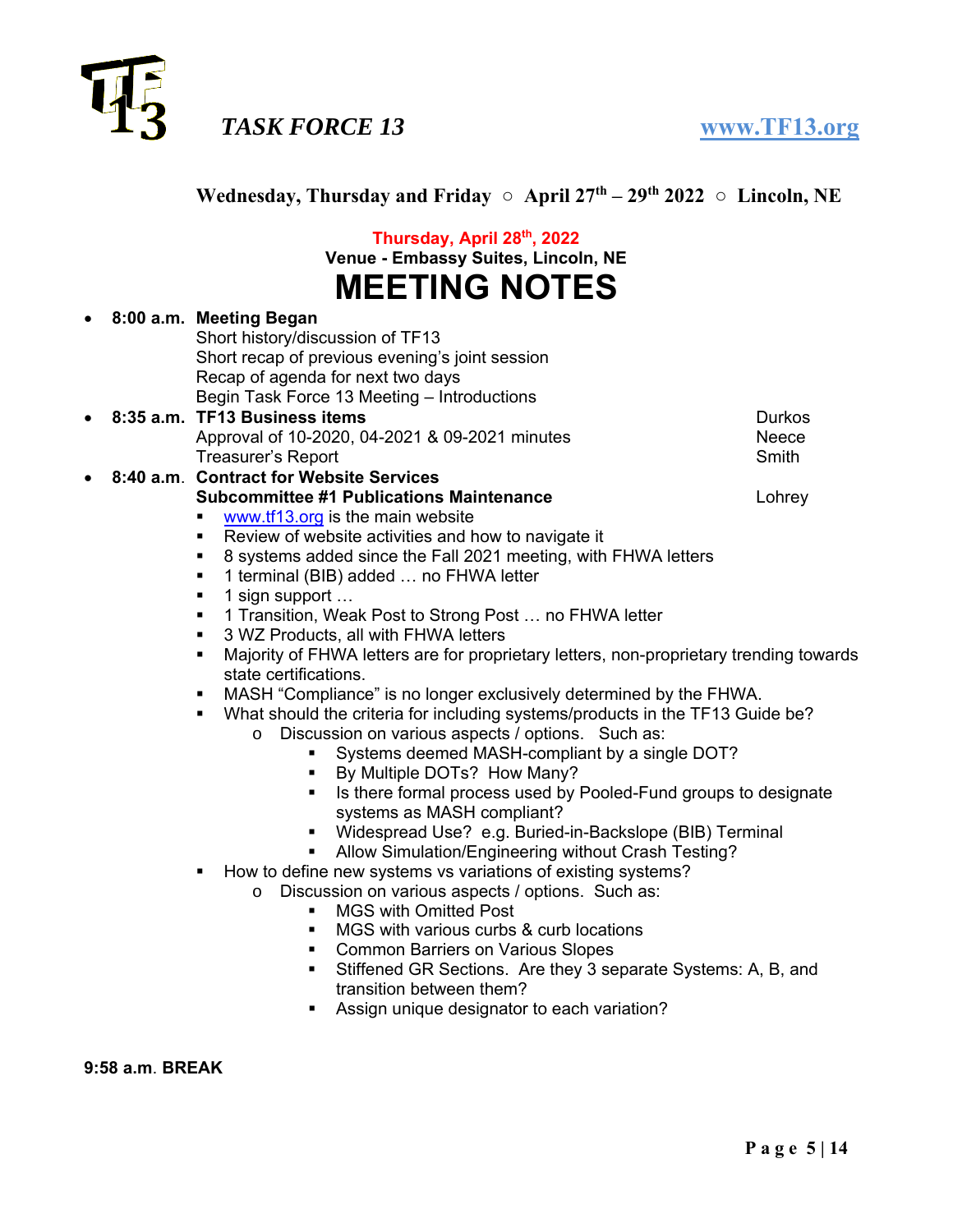# TASK FORCE 13 www.TF13.org

**Wednesday, Thursday and Friday ○ April 27th – 29th 2022 ○ Lincoln, NE**

**Thursday, April 28th, 2022**

**Venue - Embassy Suites, Lincoln, NE**

# MEETING NOTES

- **8:00 a.m. Meeting Began**
  Short history/discussion of TF13
  Short recap of previous evening's joint session
  Recap of agenda for next two days
  Begin Task Force 13 Meeting – Introductions
- **8:35 a.m. TF13 Business items** — Durkos
  Approval of 10-2020, 04-2021 & 09-2021 minutes — Neece
  Treasurer's Report — Smith
- **8:40 a.m. Contract for Website Services**
  **Subcommittee #1 Publications Maintenance** — Lohrey
  - www.tf13.org is the main website
  - Review of website activities and how to navigate it
  - 8 systems added since the Fall 2021 meeting, with FHWA letters
  - 1 terminal (BIB) added … no FHWA letter
  - 1 sign support …
  - 1 Transition, Weak Post to Strong Post … no FHWA letter
  - 3 WZ Products, all with FHWA letters
  - Majority of FHWA letters are for proprietary letters, non-proprietary trending towards state certifications.
  - MASH "Compliance" is no longer exclusively determined by the FHWA.
  - What should the criteria for including systems/products in the TF13 Guide be?
    - Discussion on various aspects / options. Such as:
      - Systems deemed MASH-compliant by a single DOT?
      - By Multiple DOTs? How Many?
      - Is there formal process used by Pooled-Fund groups to designate systems as MASH compliant?
      - Widespread Use? e.g. Buried-in-Backslope (BIB) Terminal
      - Allow Simulation/Engineering without Crash Testing?
  - How to define new systems vs variations of existing systems?
    - Discussion on various aspects / options. Such as:
      - MGS with Omitted Post
      - MGS with various curbs & curb locations
      - Common Barriers on Various Slopes
      - Stiffened GR Sections. Are they 3 separate Systems: A, B, and transition between them?
      - Assign unique designator to each variation?

**9:58 a.m. BREAK**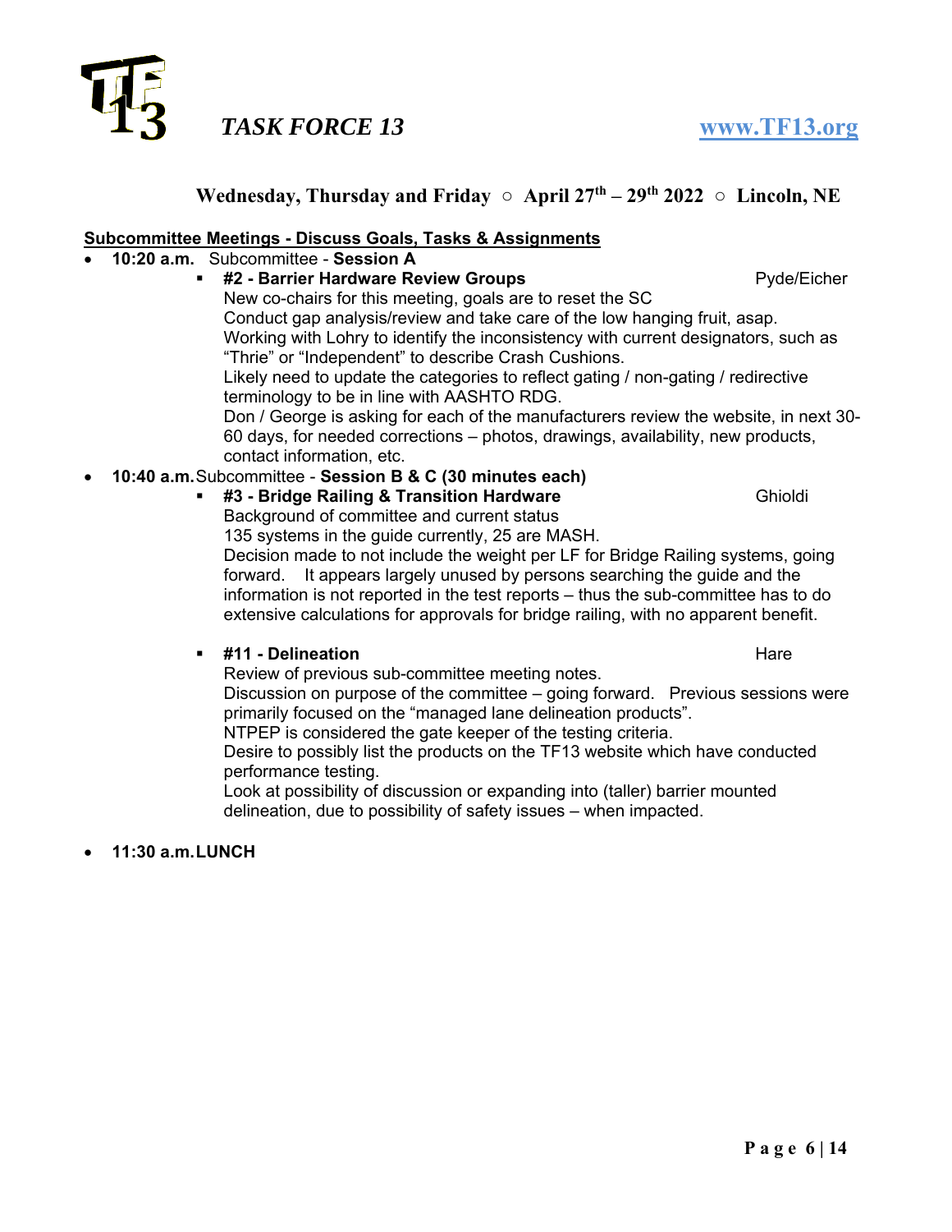**Wednesday, Thursday and Friday ○ April 27th – 29th 2022 ○ Lincoln, NE**

**Subcommittee Meetings - Discuss Goals, Tasks & Assignments**

- **10:20 a.m.** Subcommittee - **Session A**
  - **#2 - Barrier Hardware Review Groups** — Pyde/Eicher

    New co-chairs for this meeting, goals are to reset the SC
    Conduct gap analysis/review and take care of the low hanging fruit, asap.
    Working with Lohry to identify the inconsistency with current designators, such as "Thrie" or "Independent" to describe Crash Cushions.
    Likely need to update the categories to reflect gating / non-gating / redirective terminology to be in line with AASHTO RDG.
    Don / George is asking for each of the manufacturers review the website, in next 30-60 days, for needed corrections – photos, drawings, availability, new products, contact information, etc.
- **10:40 a.m.** Subcommittee - **Session B & C (30 minutes each)**
  - **#3 - Bridge Railing & Transition Hardware** — Ghioldi

    Background of committee and current status
    135 systems in the guide currently, 25 are MASH.
    Decision made to not include the weight per LF for Bridge Railing systems, going forward. It appears largely unused by persons searching the guide and the information is not reported in the test reports – thus the sub-committee has to do extensive calculations for approvals for bridge railing, with no apparent benefit.

  - **#11 - Delineation** — Hare

    Review of previous sub-committee meeting notes.
    Discussion on purpose of the committee – going forward. Previous sessions were primarily focused on the "managed lane delineation products".
    NTPEP is considered the gate keeper of the testing criteria.
    Desire to possibly list the products on the TF13 website which have conducted performance testing.
    Look at possibility of discussion or expanding into (taller) barrier mounted delineation, due to possibility of safety issues – when impacted.

- **11:30 a.m. LUNCH**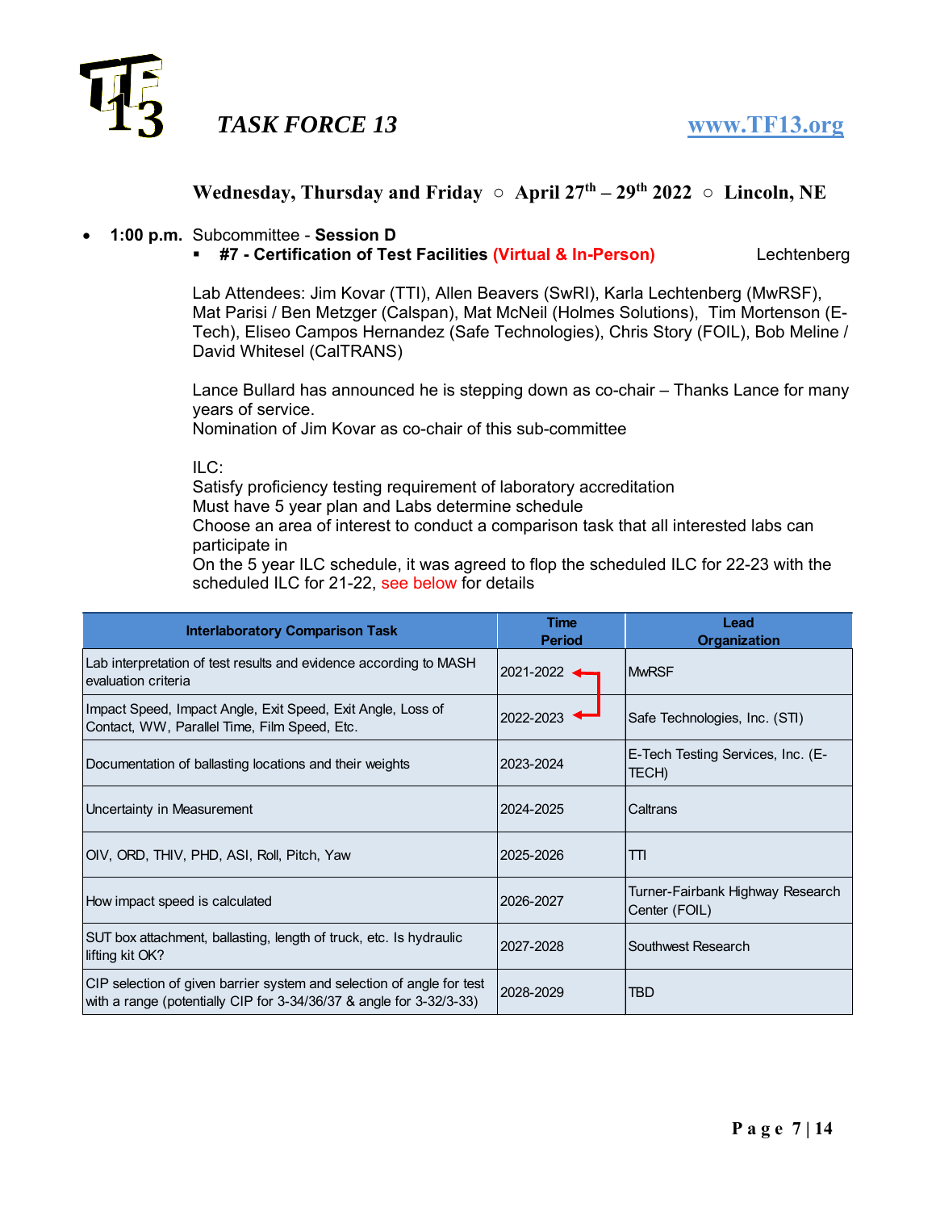# TASK FORCE 13

www.TF13.org

**Wednesday, Thursday and Friday ○ April 27th – 29th 2022 ○ Lincoln, NE**

- **1:00 p.m.** Subcommittee - **Session D**
  - **#7 - Certification of Test Facilities (Virtual & In-Person)** Lechtenberg

Lab Attendees: Jim Kovar (TTI), Allen Beavers (SwRI), Karla Lechtenberg (MwRSF), Mat Parisi / Ben Metzger (Calspan), Mat McNeil (Holmes Solutions), Tim Mortenson (E-Tech), Eliseo Campos Hernandez (Safe Technologies), Chris Story (FOIL), Bob Meline / David Whitesel (CalTRANS)

Lance Bullard has announced he is stepping down as co-chair – Thanks Lance for many years of service.
Nomination of Jim Kovar as co-chair of this sub-committee

ILC:
Satisfy proficiency testing requirement of laboratory accreditation
Must have 5 year plan and Labs determine schedule
Choose an area of interest to conduct a comparison task that all interested labs can participate in
On the 5 year ILC schedule, it was agreed to flop the scheduled ILC for 22-23 with the scheduled ILC for 21-22, see below for details

| Interlaboratory Comparison Task | Time Period | Lead Organization |
|---|---|---|
| Lab interpretation of test results and evidence according to MASH evaluation criteria | 2021-2022 | MwRSF |
| Impact Speed, Impact Angle, Exit Speed, Exit Angle, Loss of Contact, WW, Parallel Time, Film Speed, Etc. | 2022-2023 | Safe Technologies, Inc. (STI) |
| Documentation of ballasting locations and their weights | 2023-2024 | E-Tech Testing Services, Inc. (E-TECH) |
| Uncertainty in Measurement | 2024-2025 | Caltrans |
| OIV, ORD, THIV, PHD, ASI, Roll, Pitch, Yaw | 2025-2026 | TTI |
| How impact speed is calculated | 2026-2027 | Turner-Fairbank Highway Research Center (FOIL) |
| SUT box attachment, ballasting, length of truck, etc. Is hydraulic lifting kit OK? | 2027-2028 | Southwest Research |
| CIP selection of given barrier system and selection of angle for test with a range (potentially CIP for 3-34/36/37 & angle for 3-32/3-33) | 2028-2029 | TBD |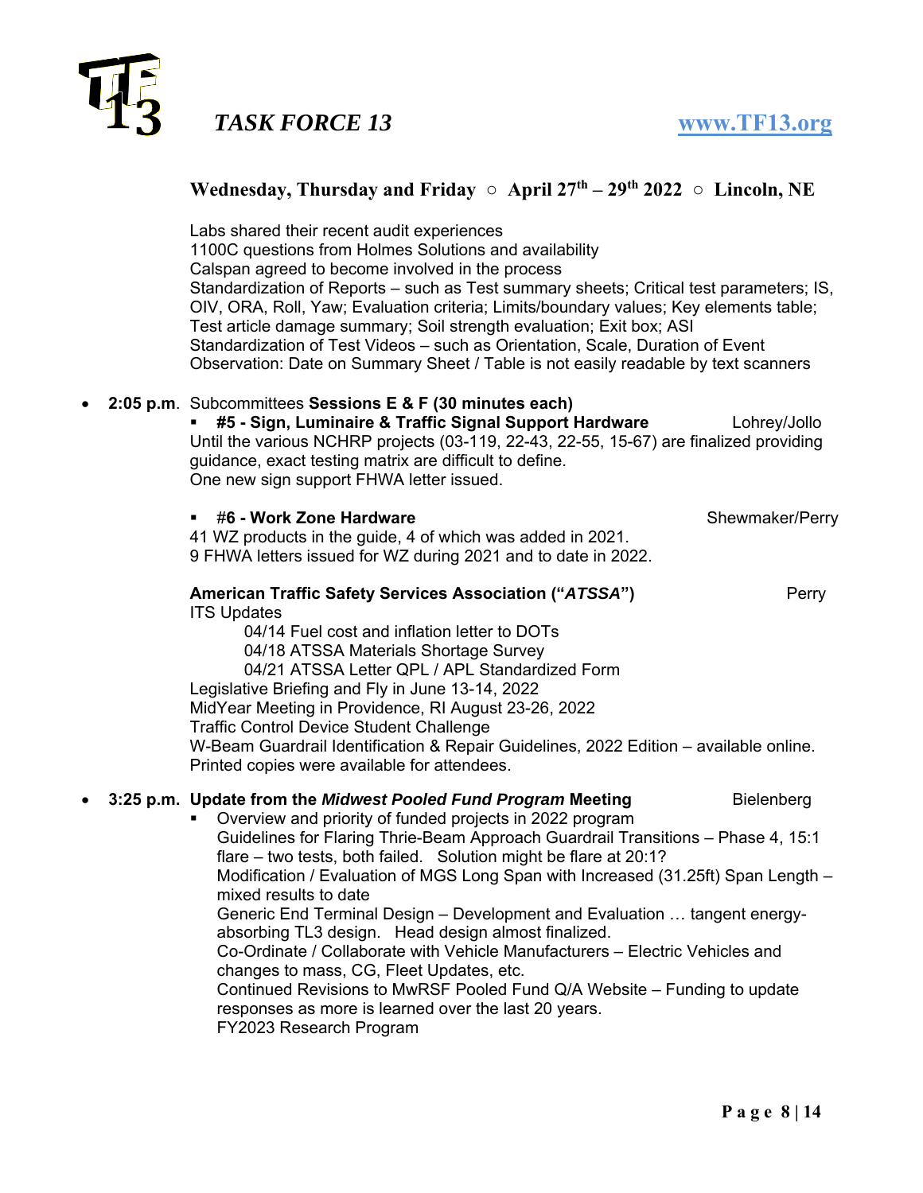Wednesday, Thursday and Friday ○ April 27th – 29th 2022 ○ Lincoln, NE

Labs shared their recent audit experiences
1100C questions from Holmes Solutions and availability
Calspan agreed to become involved in the process
Standardization of Reports – such as Test summary sheets; Critical test parameters; IS, OIV, ORA, Roll, Yaw; Evaluation criteria; Limits/boundary values; Key elements table; Test article damage summary; Soil strength evaluation; Exit box; ASI
Standardization of Test Videos – such as Orientation, Scale, Duration of Event
Observation: Date on Summary Sheet / Table is not easily readable by text scanners

- **2:05 p.m**. Subcommittees **Sessions E & F (30 minutes each)**
  - **#5 - Sign, Luminaire & Traffic Signal Support Hardware** — Lohrey/Jollo

  Until the various NCHRP projects (03-119, 22-43, 22-55, 15-67) are finalized providing guidance, exact testing matrix are difficult to define.
  One new sign support FHWA letter issued.

  - #**6 - Work Zone Hardware** — Shewmaker/Perry

  41 WZ products in the guide, 4 of which was added in 2021.
  9 FHWA letters issued for WZ during 2021 and to date in 2022.

  **American Traffic Safety Services Association ("*ATSSA*")** — Perry
  ITS Updates
  - 04/14 Fuel cost and inflation letter to DOTs
  - 04/18 ATSSA Materials Shortage Survey
  - 04/21 ATSSA Letter QPL / APL Standardized Form

  Legislative Briefing and Fly in June 13-14, 2022
  MidYear Meeting in Providence, RI August 23-26, 2022
  Traffic Control Device Student Challenge
  W-Beam Guardrail Identification & Repair Guidelines, 2022 Edition – available online. Printed copies were available for attendees.

- **3:25 p.m. Update from the *Midwest Pooled Fund Program* Meeting** — Bielenberg
  - Overview and priority of funded projects in 2022 program
    Guidelines for Flaring Thrie-Beam Approach Guardrail Transitions – Phase 4, 15:1 flare – two tests, both failed. Solution might be flare at 20:1?
    Modification / Evaluation of MGS Long Span with Increased (31.25ft) Span Length – mixed results to date
    Generic End Terminal Design – Development and Evaluation … tangent energy-absorbing TL3 design. Head design almost finalized.
    Co-Ordinate / Collaborate with Vehicle Manufacturers – Electric Vehicles and changes to mass, CG, Fleet Updates, etc.
    Continued Revisions to MwRSF Pooled Fund Q/A Website – Funding to update responses as more is learned over the last 20 years.
    FY2023 Research Program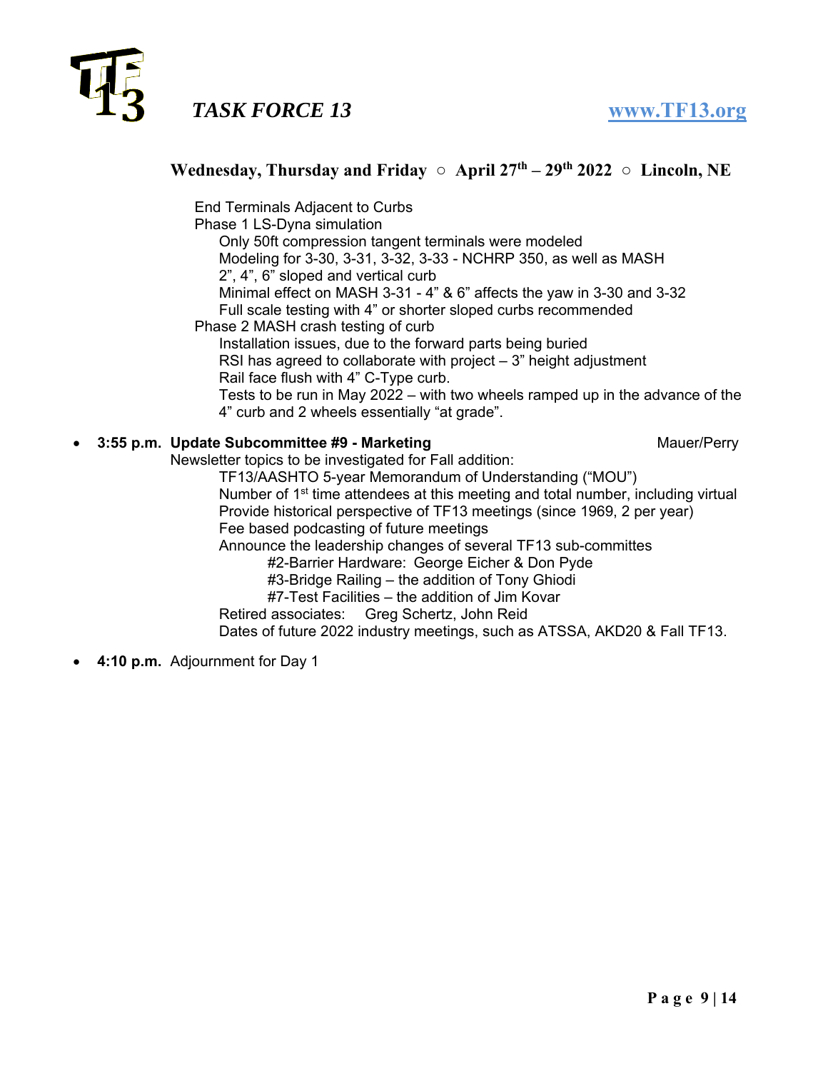Wednesday, Thursday and Friday ○ April 27th – 29th 2022 ○ Lincoln, NE

End Terminals Adjacent to Curbs
- Phase 1 LS-Dyna simulation
  - Only 50ft compression tangent terminals were modeled
  - Modeling for 3-30, 3-31, 3-32, 3-33 - NCHRP 350, as well as MASH
  - 2”, 4”, 6” sloped and vertical curb
  - Minimal effect on MASH 3-31 - 4” & 6” affects the yaw in 3-30 and 3-32
  - Full scale testing with 4” or shorter sloped curbs recommended
- Phase 2 MASH crash testing of curb
  - Installation issues, due to the forward parts being buried
  - RSI has agreed to collaborate with project – 3” height adjustment
  - Rail face flush with 4” C-Type curb.
  - Tests to be run in May 2022 – with two wheels ramped up in the advance of the 4” curb and 2 wheels essentially “at grade”.

- **3:55 p.m. Update Subcommittee #9 - Marketing** — Mauer/Perry

  Newsletter topics to be investigated for Fall addition:
  - TF13/AASHTO 5-year Memorandum of Understanding (“MOU”)
  - Number of 1st time attendees at this meeting and total number, including virtual
  - Provide historical perspective of TF13 meetings (since 1969, 2 per year)
  - Fee based podcasting of future meetings
  - Announce the leadership changes of several TF13 sub-committes
    - #2-Barrier Hardware: George Eicher & Don Pyde
    - #3-Bridge Railing – the addition of Tony Ghiodi
    - #7-Test Facilities – the addition of Jim Kovar
  - Retired associates: Greg Schertz, John Reid
  - Dates of future 2022 industry meetings, such as ATSSA, AKD20 & Fall TF13.

- **4:10 p.m.** Adjournment for Day 1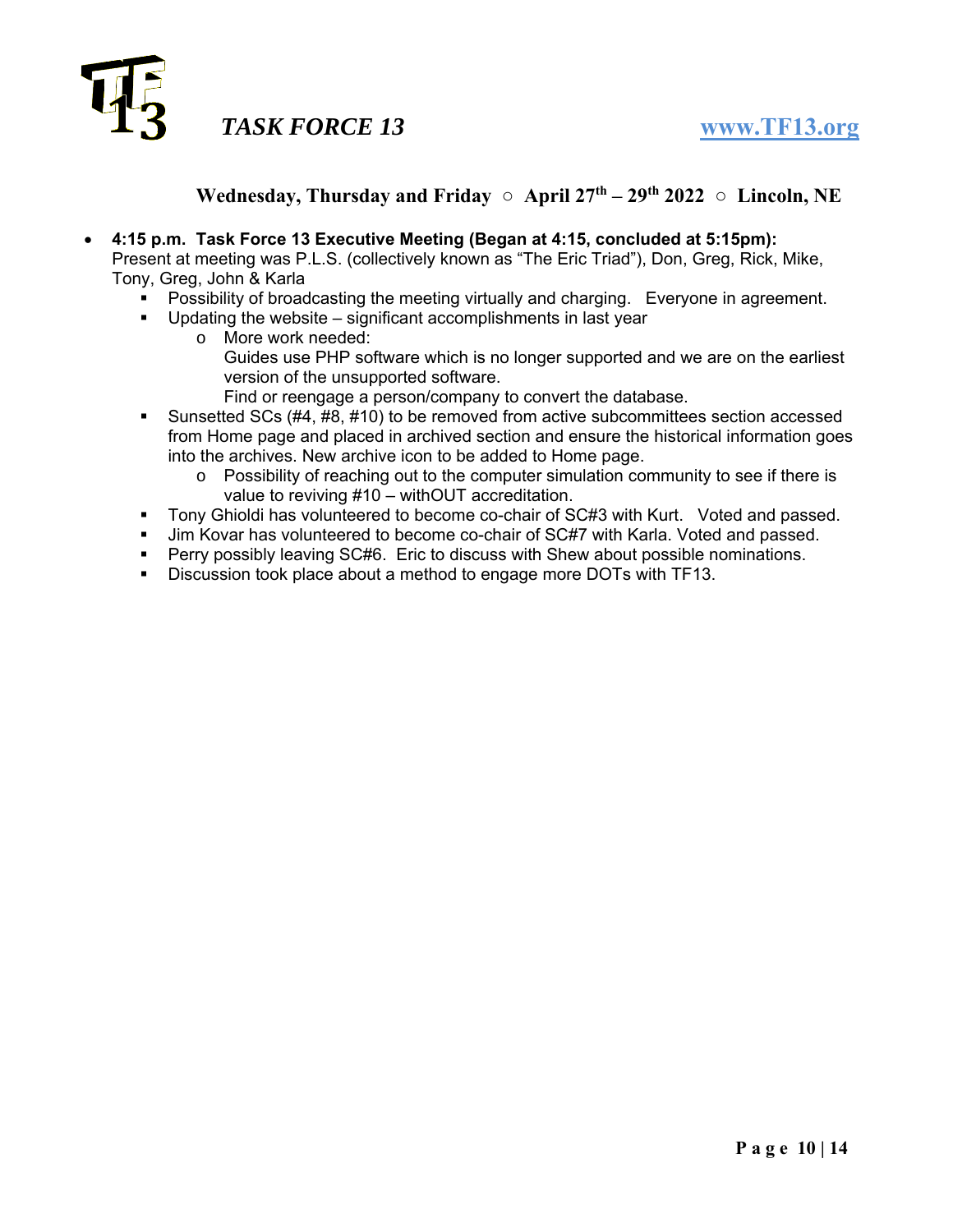# TASK FORCE 13

www.TF13.org

**Wednesday, Thursday and Friday ○ April 27th – 29th 2022 ○ Lincoln, NE**

- **4:15 p.m. Task Force 13 Executive Meeting (Began at 4:15, concluded at 5:15pm):** Present at meeting was P.L.S. (collectively known as "The Eric Triad"), Don, Greg, Rick, Mike, Tony, Greg, John & Karla
  - Possibility of broadcasting the meeting virtually and charging. Everyone in agreement.
  - Updating the website – significant accomplishments in last year
    - More work needed:
      Guides use PHP software which is no longer supported and we are on the earliest version of the unsupported software.
      Find or reengage a person/company to convert the database.
  - Sunsetted SCs (#4, #8, #10) to be removed from active subcommittees section accessed from Home page and placed in archived section and ensure the historical information goes into the archives. New archive icon to be added to Home page.
    - Possibility of reaching out to the computer simulation community to see if there is value to reviving #10 – withOUT accreditation.
  - Tony Ghioldi has volunteered to become co-chair of SC#3 with Kurt. Voted and passed.
  - Jim Kovar has volunteered to become co-chair of SC#7 with Karla. Voted and passed.
  - Perry possibly leaving SC#6. Eric to discuss with Shew about possible nominations.
  - Discussion took place about a method to engage more DOTs with TF13.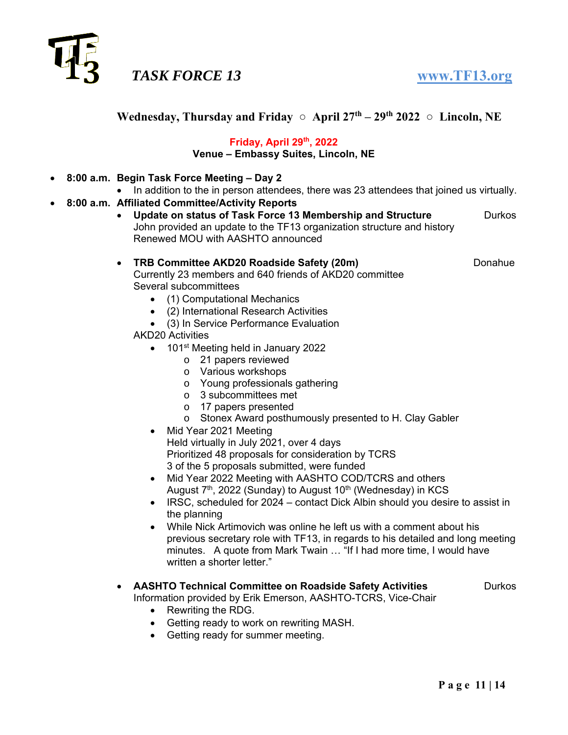**TASK FORCE 13** [www.TF13.org](http://www.TF13.org)

**Wednesday, Thursday and Friday ○ April 27th – 29th 2022 ○ Lincoln, NE**

**Friday, April 29th, 2022**
**Venue – Embassy Suites, Lincoln, NE**

- **8:00 a.m. Begin Task Force Meeting – Day 2**
  - In addition to the in person attendees, there was 23 attendees that joined us virtually.
- **8:00 a.m. Affiliated Committee/Activity Reports**
  - **Update on status of Task Force 13 Membership and Structure** — Durkos
    John provided an update to the TF13 organization structure and history
    Renewed MOU with AASHTO announced

  - **TRB Committee AKD20 Roadside Safety (20m)** — Donahue
    Currently 23 members and 640 friends of AKD20 committee
    Several subcommittees
    - (1) Computational Mechanics
    - (2) International Research Activities
    - (3) In Service Performance Evaluation

    AKD20 Activities
    - 101st Meeting held in January 2022
      - 21 papers reviewed
      - Various workshops
      - Young professionals gathering
      - 3 subcommittees met
      - 17 papers presented
      - Stonex Award posthumously presented to H. Clay Gabler
    - Mid Year 2021 Meeting
      Held virtually in July 2021, over 4 days
      Prioritized 48 proposals for consideration by TCRS
      3 of the 5 proposals submitted, were funded
    - Mid Year 2022 Meeting with AASHTO COD/TCRS and others
      August 7th, 2022 (Sunday) to August 10th (Wednesday) in KCS
    - IRSC, scheduled for 2024 – contact Dick Albin should you desire to assist in the planning
    - While Nick Artimovich was online he left us with a comment about his previous secretary role with TF13, in regards to his detailed and long meeting minutes. A quote from Mark Twain … "If I had more time, I would have written a shorter letter."

  - **AASHTO Technical Committee on Roadside Safety Activities** — Durkos
    Information provided by Erik Emerson, AASHTO-TCRS, Vice-Chair
    - Rewriting the RDG.
    - Getting ready to work on rewriting MASH.
    - Getting ready for summer meeting.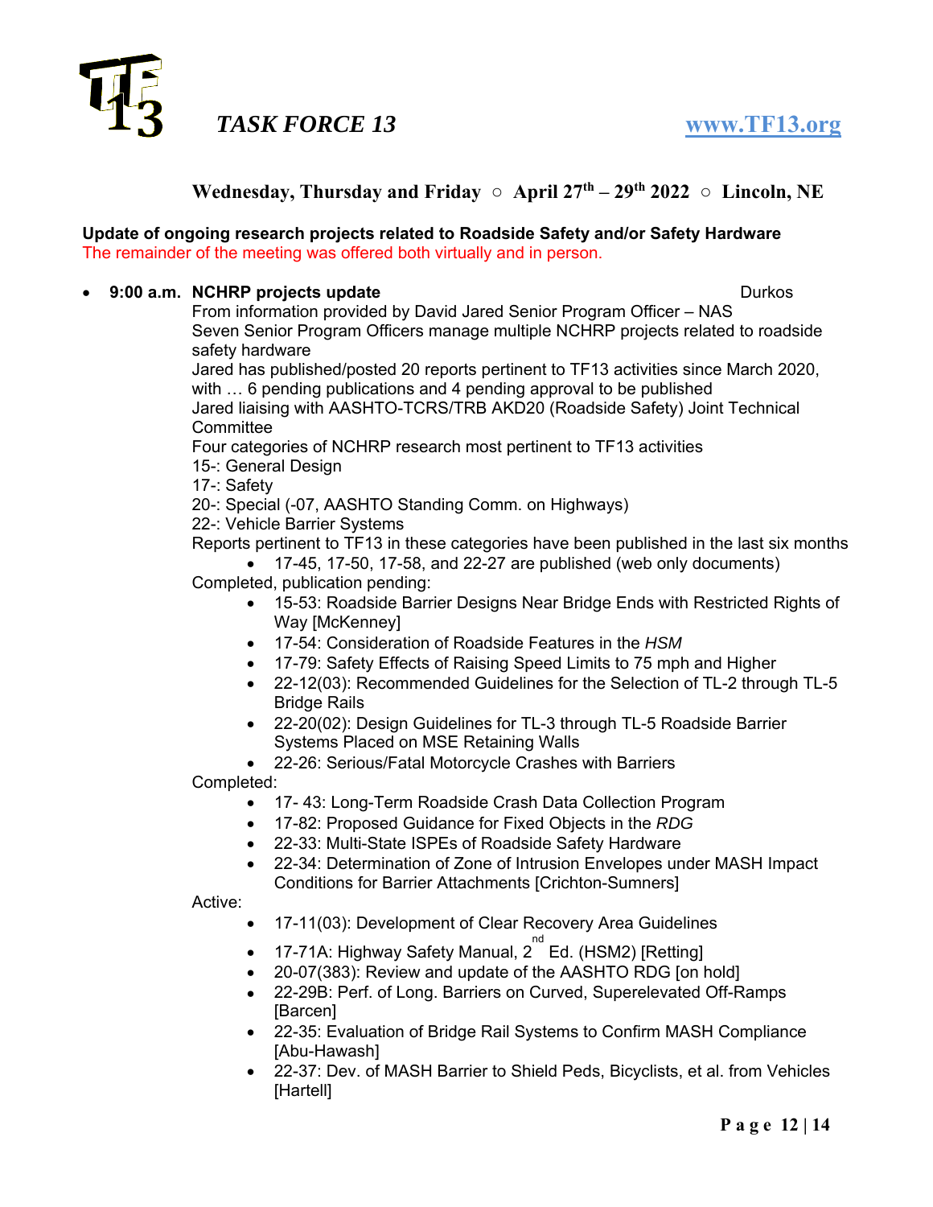**TASK FORCE 13** www.TF13.org

**Wednesday, Thursday and Friday ○ April 27th – 29th 2022 ○ Lincoln, NE**

**Update of ongoing research projects related to Roadside Safety and/or Safety Hardware**
The remainder of the meeting was offered both virtually and in person.

- **9:00 a.m. NCHRP projects update** Durkos

  From information provided by David Jared Senior Program Officer – NAS
  Seven Senior Program Officers manage multiple NCHRP projects related to roadside safety hardware
  Jared has published/posted 20 reports pertinent to TF13 activities since March 2020, with … 6 pending publications and 4 pending approval to be published
  Jared liaising with AASHTO-TCRS/TRB AKD20 (Roadside Safety) Joint Technical Committee
  Four categories of NCHRP research most pertinent to TF13 activities
  15-: General Design
  17-: Safety
  20-: Special (-07, AASHTO Standing Comm. on Highways)
  22-: Vehicle Barrier Systems
  Reports pertinent to TF13 in these categories have been published in the last six months
    - 17-45, 17-50, 17-58, and 22-27 are published (web only documents)

  Completed, publication pending:
    - 15-53: Roadside Barrier Designs Near Bridge Ends with Restricted Rights of Way [McKenney]
    - 17-54: Consideration of Roadside Features in the *HSM*
    - 17-79: Safety Effects of Raising Speed Limits to 75 mph and Higher
    - 22-12(03): Recommended Guidelines for the Selection of TL-2 through TL-5 Bridge Rails
    - 22-20(02): Design Guidelines for TL-3 through TL-5 Roadside Barrier Systems Placed on MSE Retaining Walls
    - 22-26: Serious/Fatal Motorcycle Crashes with Barriers

  Completed:
    - 17- 43: Long-Term Roadside Crash Data Collection Program
    - 17-82: Proposed Guidance for Fixed Objects in the *RDG*
    - 22-33: Multi-State ISPEs of Roadside Safety Hardware
    - 22-34: Determination of Zone of Intrusion Envelopes under MASH Impact Conditions for Barrier Attachments [Crichton-Sumners]

  Active:
    - 17-11(03): Development of Clear Recovery Area Guidelines
    - 17-71A: Highway Safety Manual, 2nd Ed. (HSM2) [Retting]
    - 20-07(383): Review and update of the AASHTO RDG [on hold]
    - 22-29B: Perf. of Long. Barriers on Curved, Superelevated Off-Ramps [Barcen]
    - 22-35: Evaluation of Bridge Rail Systems to Confirm MASH Compliance [Abu-Hawash]
    - 22-37: Dev. of MASH Barrier to Shield Peds, Bicyclists, et al. from Vehicles [Hartell]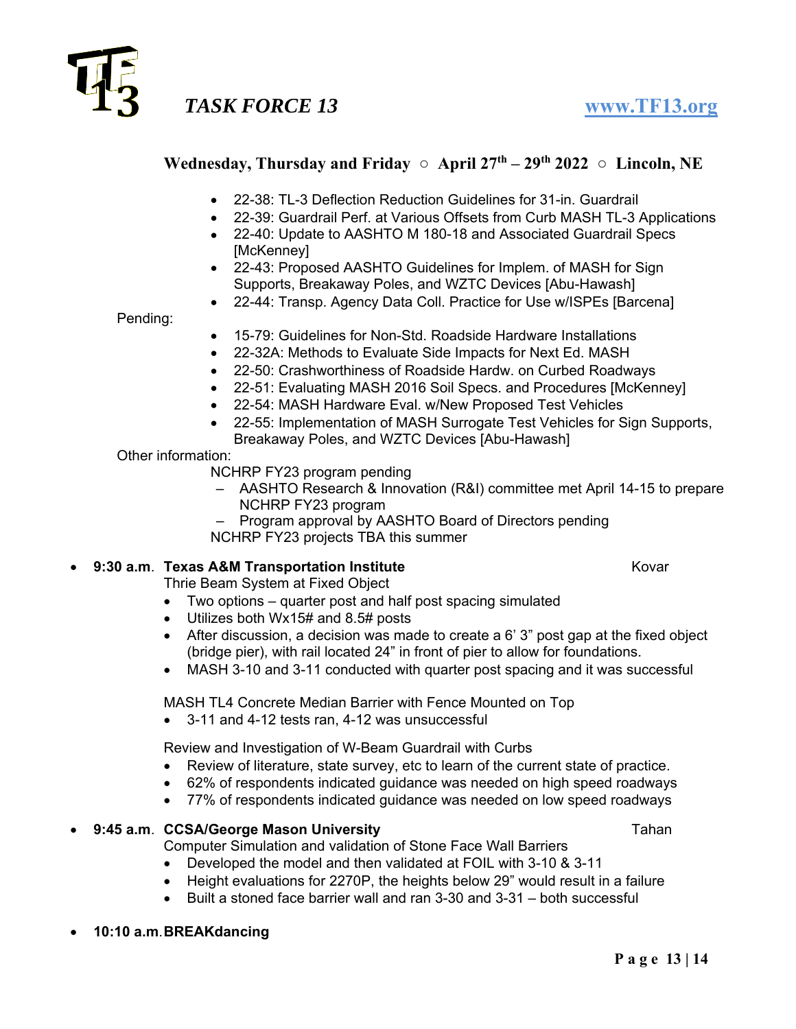**Wednesday, Thursday and Friday ○ April 27th – 29th 2022 ○ Lincoln, NE**

- 22-38: TL-3 Deflection Reduction Guidelines for 31-in. Guardrail
- 22-39: Guardrail Perf. at Various Offsets from Curb MASH TL-3 Applications
- 22-40: Update to AASHTO M 180-18 and Associated Guardrail Specs [McKenney]
- 22-43: Proposed AASHTO Guidelines for Implem. of MASH for Sign Supports, Breakaway Poles, and WZTC Devices [Abu-Hawash]
- 22-44: Transp. Agency Data Coll. Practice for Use w/ISPEs [Barcena]

Pending:

- 15-79: Guidelines for Non-Std. Roadside Hardware Installations
- 22-32A: Methods to Evaluate Side Impacts for Next Ed. MASH
- 22-50: Crashworthiness of Roadside Hardw. on Curbed Roadways
- 22-51: Evaluating MASH 2016 Soil Specs. and Procedures [McKenney]
- 22-54: MASH Hardware Eval. w/New Proposed Test Vehicles
- 22-55: Implementation of MASH Surrogate Test Vehicles for Sign Supports, Breakaway Poles, and WZTC Devices [Abu-Hawash]

Other information:

NCHRP FY23 program pending

- AASHTO Research & Innovation (R&I) committee met April 14-15 to prepare NCHRP FY23 program
- Program approval by AASHTO Board of Directors pending

NCHRP FY23 projects TBA this summer

- **9:30 a.m. Texas A&M Transportation Institute** — Kovar

  Thrie Beam System at Fixed Object
  - Two options – quarter post and half post spacing simulated
  - Utilizes both Wx15# and 8.5# posts
  - After discussion, a decision was made to create a 6' 3" post gap at the fixed object (bridge pier), with rail located 24" in front of pier to allow for foundations.
  - MASH 3-10 and 3-11 conducted with quarter post spacing and it was successful

  MASH TL4 Concrete Median Barrier with Fence Mounted on Top
  - 3-11 and 4-12 tests ran, 4-12 was unsuccessful

  Review and Investigation of W-Beam Guardrail with Curbs
  - Review of literature, state survey, etc to learn of the current state of practice.
  - 62% of respondents indicated guidance was needed on high speed roadways
  - 77% of respondents indicated guidance was needed on low speed roadways

- **9:45 a.m. CCSA/George Mason University** — Tahan

  Computer Simulation and validation of Stone Face Wall Barriers
  - Developed the model and then validated at FOIL with 3-10 & 3-11
  - Height evaluations for 2270P, the heights below 29" would result in a failure
  - Built a stoned face barrier wall and ran 3-30 and 3-31 – both successful

- **10:10 a.m. BREAKdancing**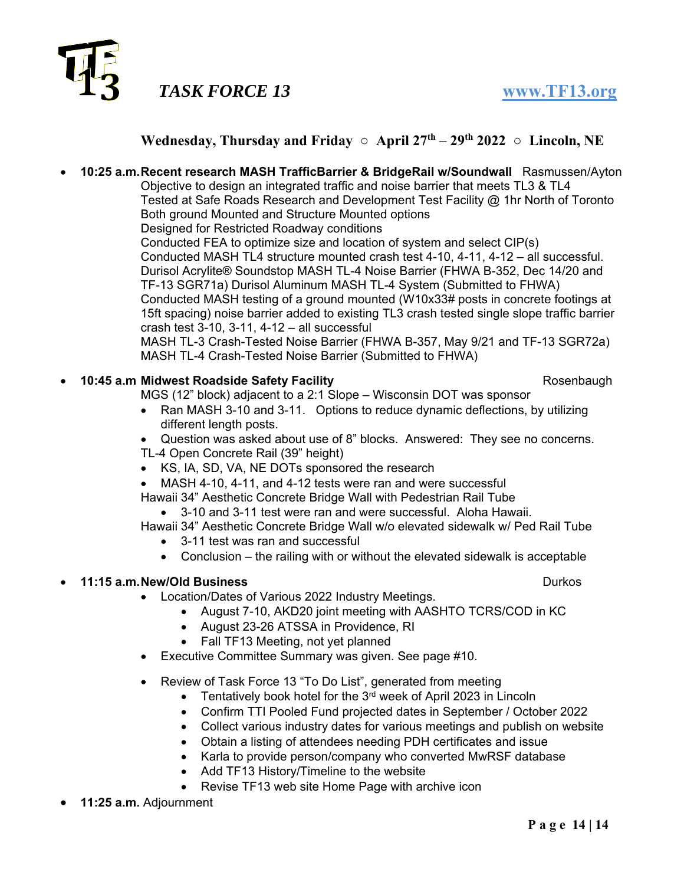# TASK FORCE 13 www.TF13.org

**Wednesday, Thursday and Friday ○ April 27th – 29th 2022 ○ Lincoln, NE**

- **10:25 a.m. Recent research MASH TrafficBarrier & BridgeRail w/Soundwall** Rasmussen/Ayton
  Objective to design an integrated traffic and noise barrier that meets TL3 & TL4
  Tested at Safe Roads Research and Development Test Facility @ 1hr North of Toronto
  Both ground Mounted and Structure Mounted options
  Designed for Restricted Roadway conditions
  Conducted FEA to optimize size and location of system and select CIP(s)
  Conducted MASH TL4 structure mounted crash test 4-10, 4-11, 4-12 – all successful.
  Durisol Acrylite® Soundstop MASH TL-4 Noise Barrier (FHWA B-352, Dec 14/20 and TF-13 SGR71a) Durisol Aluminum MASH TL-4 System (Submitted to FHWA)
  Conducted MASH testing of a ground mounted (W10x33# posts in concrete footings at 15ft spacing) noise barrier added to existing TL3 crash tested single slope traffic barrier crash test 3-10, 3-11, 4-12 – all successful
  MASH TL-3 Crash-Tested Noise Barrier (FHWA B-357, May 9/21 and TF-13 SGR72a)
  MASH TL-4 Crash-Tested Noise Barrier (Submitted to FHWA)

- **10:45 a.m Midwest Roadside Safety Facility** Rosenbaugh
  MGS (12" block) adjacent to a 2:1 Slope – Wisconsin DOT was sponsor
  - Ran MASH 3-10 and 3-11. Options to reduce dynamic deflections, by utilizing different length posts.
  - Question was asked about use of 8" blocks. Answered: They see no concerns.

  TL-4 Open Concrete Rail (39" height)
  - KS, IA, SD, VA, NE DOTs sponsored the research
  - MASH 4-10, 4-11, and 4-12 tests were ran and were successful

  Hawaii 34" Aesthetic Concrete Bridge Wall with Pedestrian Rail Tube
  - 3-10 and 3-11 test were ran and were successful. Aloha Hawaii.

  Hawaii 34" Aesthetic Concrete Bridge Wall w/o elevated sidewalk w/ Ped Rail Tube
  - 3-11 test was ran and successful
  - Conclusion – the railing with or without the elevated sidewalk is acceptable

- **11:15 a.m. New/Old Business** Durkos
  - Location/Dates of Various 2022 Industry Meetings.
    - August 7-10, AKD20 joint meeting with AASHTO TCRS/COD in KC
    - August 23-26 ATSSA in Providence, RI
    - Fall TF13 Meeting, not yet planned
  - Executive Committee Summary was given. See page #10.
  - Review of Task Force 13 "To Do List", generated from meeting
    - Tentatively book hotel for the 3rd week of April 2023 in Lincoln
    - Confirm TTI Pooled Fund projected dates in September / October 2022
    - Collect various industry dates for various meetings and publish on website
    - Obtain a listing of attendees needing PDH certificates and issue
    - Karla to provide person/company who converted MwRSF database
    - Add TF13 History/Timeline to the website
    - Revise TF13 web site Home Page with archive icon
- **11:25 a.m.** Adjournment